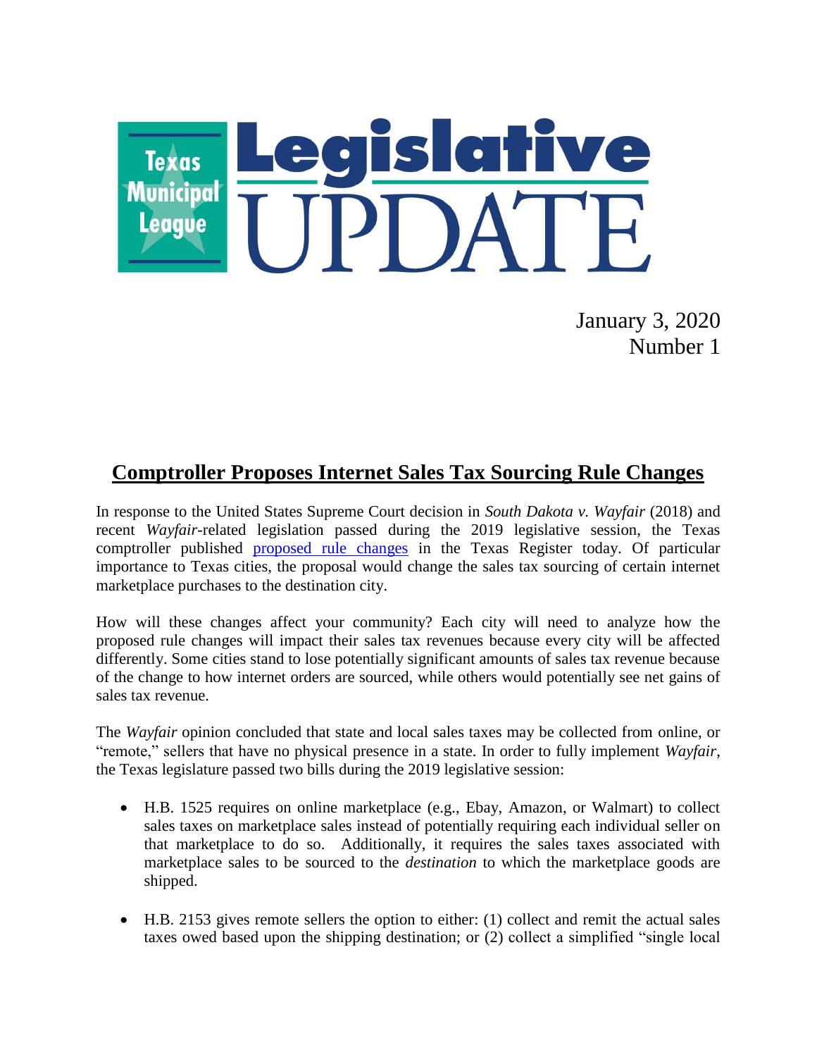# Texas Municipal League Legislative UPDATE

January 3, 2020
Number 1

## Comptroller Proposes Internet Sales Tax Sourcing Rule Changes

In response to the United States Supreme Court decision in *South Dakota v. Wayfair* (2018) and recent *Wayfair*-related legislation passed during the 2019 legislative session, the Texas comptroller published proposed rule changes in the Texas Register today. Of particular importance to Texas cities, the proposal would change the sales tax sourcing of certain internet marketplace purchases to the destination city.

How will these changes affect your community? Each city will need to analyze how the proposed rule changes will impact their sales tax revenues because every city will be affected differently. Some cities stand to lose potentially significant amounts of sales tax revenue because of the change to how internet orders are sourced, while others would potentially see net gains of sales tax revenue.

The *Wayfair* opinion concluded that state and local sales taxes may be collected from online, or "remote," sellers that have no physical presence in a state. In order to fully implement *Wayfair*, the Texas legislature passed two bills during the 2019 legislative session:

- H.B. 1525 requires on online marketplace (e.g., Ebay, Amazon, or Walmart) to collect sales taxes on marketplace sales instead of potentially requiring each individual seller on that marketplace to do so. Additionally, it requires the sales taxes associated with marketplace sales to be sourced to the *destination* to which the marketplace goods are shipped.
- H.B. 2153 gives remote sellers the option to either: (1) collect and remit the actual sales taxes owed based upon the shipping destination; or (2) collect a simplified "single local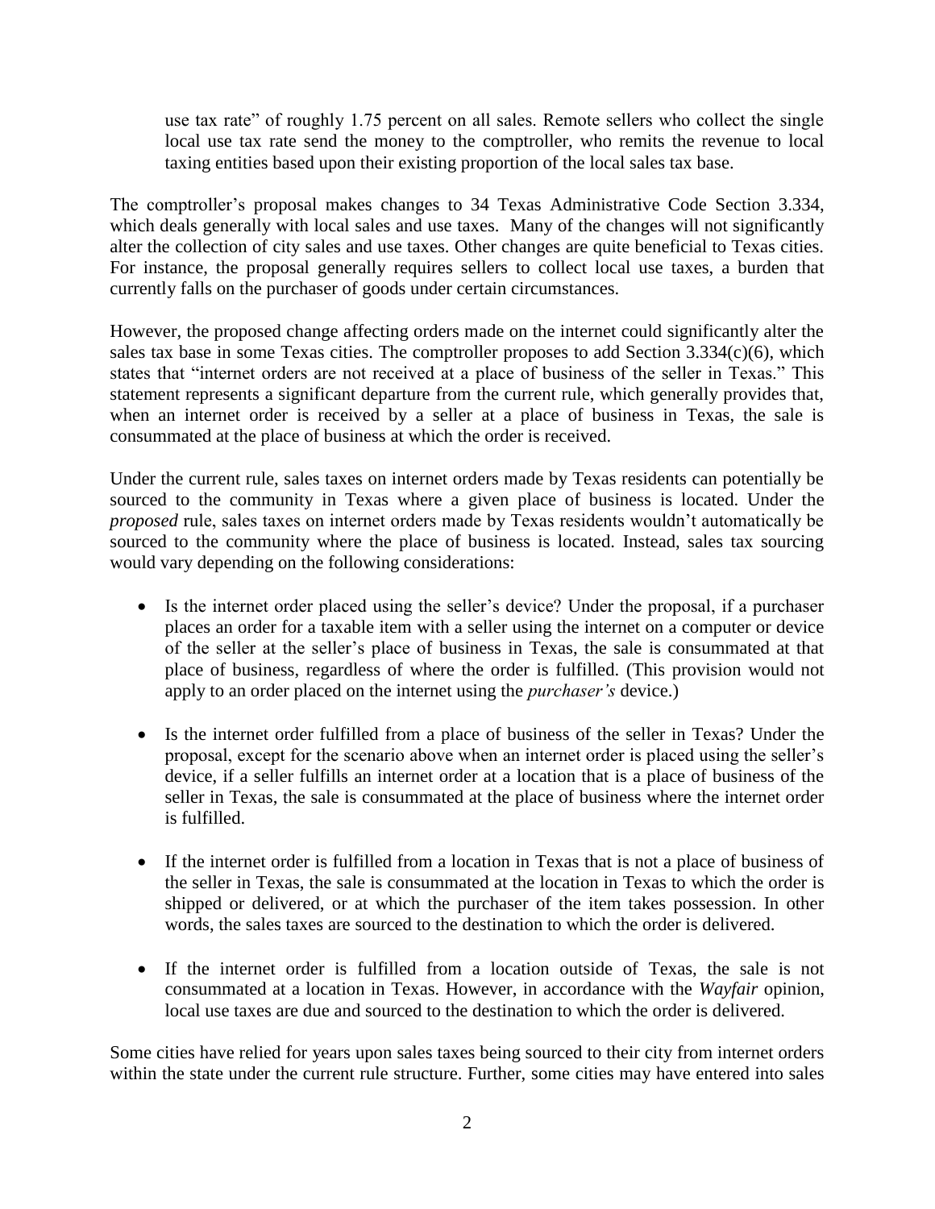use tax rate" of roughly 1.75 percent on all sales. Remote sellers who collect the single local use tax rate send the money to the comptroller, who remits the revenue to local taxing entities based upon their existing proportion of the local sales tax base.

The comptroller's proposal makes changes to 34 Texas Administrative Code Section 3.334, which deals generally with local sales and use taxes. Many of the changes will not significantly alter the collection of city sales and use taxes. Other changes are quite beneficial to Texas cities. For instance, the proposal generally requires sellers to collect local use taxes, a burden that currently falls on the purchaser of goods under certain circumstances.

However, the proposed change affecting orders made on the internet could significantly alter the sales tax base in some Texas cities. The comptroller proposes to add Section 3.334(c)(6), which states that "internet orders are not received at a place of business of the seller in Texas." This statement represents a significant departure from the current rule, which generally provides that, when an internet order is received by a seller at a place of business in Texas, the sale is consummated at the place of business at which the order is received.

Under the current rule, sales taxes on internet orders made by Texas residents can potentially be sourced to the community in Texas where a given place of business is located. Under the *proposed* rule, sales taxes on internet orders made by Texas residents wouldn't automatically be sourced to the community where the place of business is located. Instead, sales tax sourcing would vary depending on the following considerations:

- Is the internet order placed using the seller's device? Under the proposal, if a purchaser places an order for a taxable item with a seller using the internet on a computer or device of the seller at the seller's place of business in Texas, the sale is consummated at that place of business, regardless of where the order is fulfilled. (This provision would not apply to an order placed on the internet using the *purchaser's* device.)

- Is the internet order fulfilled from a place of business of the seller in Texas? Under the proposal, except for the scenario above when an internet order is placed using the seller's device, if a seller fulfills an internet order at a location that is a place of business of the seller in Texas, the sale is consummated at the place of business where the internet order is fulfilled.

- If the internet order is fulfilled from a location in Texas that is not a place of business of the seller in Texas, the sale is consummated at the location in Texas to which the order is shipped or delivered, or at which the purchaser of the item takes possession. In other words, the sales taxes are sourced to the destination to which the order is delivered.

- If the internet order is fulfilled from a location outside of Texas, the sale is not consummated at a location in Texas. However, in accordance with the *Wayfair* opinion, local use taxes are due and sourced to the destination to which the order is delivered.

Some cities have relied for years upon sales taxes being sourced to their city from internet orders within the state under the current rule structure. Further, some cities may have entered into sales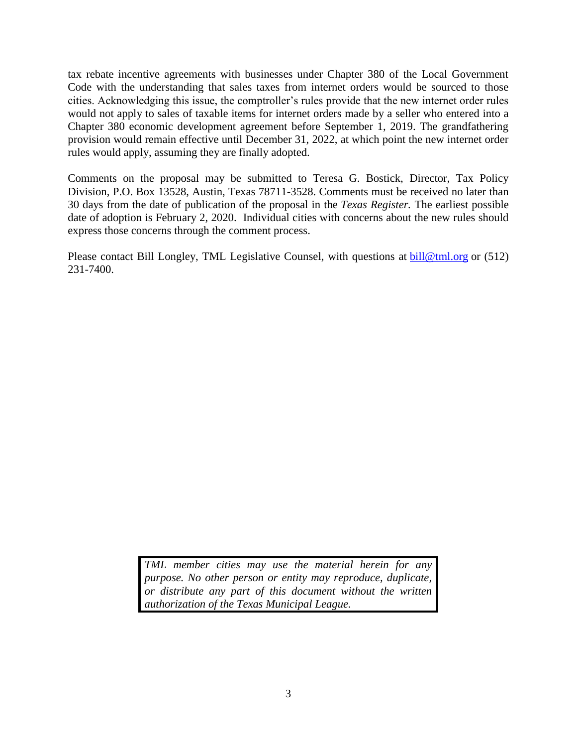tax rebate incentive agreements with businesses under Chapter 380 of the Local Government Code with the understanding that sales taxes from internet orders would be sourced to those cities. Acknowledging this issue, the comptroller's rules provide that the new internet order rules would not apply to sales of taxable items for internet orders made by a seller who entered into a Chapter 380 economic development agreement before September 1, 2019. The grandfathering provision would remain effective until December 31, 2022, at which point the new internet order rules would apply, assuming they are finally adopted.

Comments on the proposal may be submitted to Teresa G. Bostick, Director, Tax Policy Division, P.O. Box 13528, Austin, Texas 78711-3528. Comments must be received no later than 30 days from the date of publication of the proposal in the *Texas Register.* The earliest possible date of adoption is February 2, 2020. Individual cities with concerns about the new rules should express those concerns through the comment process.

Please contact Bill Longley, TML Legislative Counsel, with questions at bill@tml.org or (512) 231-7400.

*TML member cities may use the material herein for any purpose. No other person or entity may reproduce, duplicate, or distribute any part of this document without the written authorization of the Texas Municipal League.*